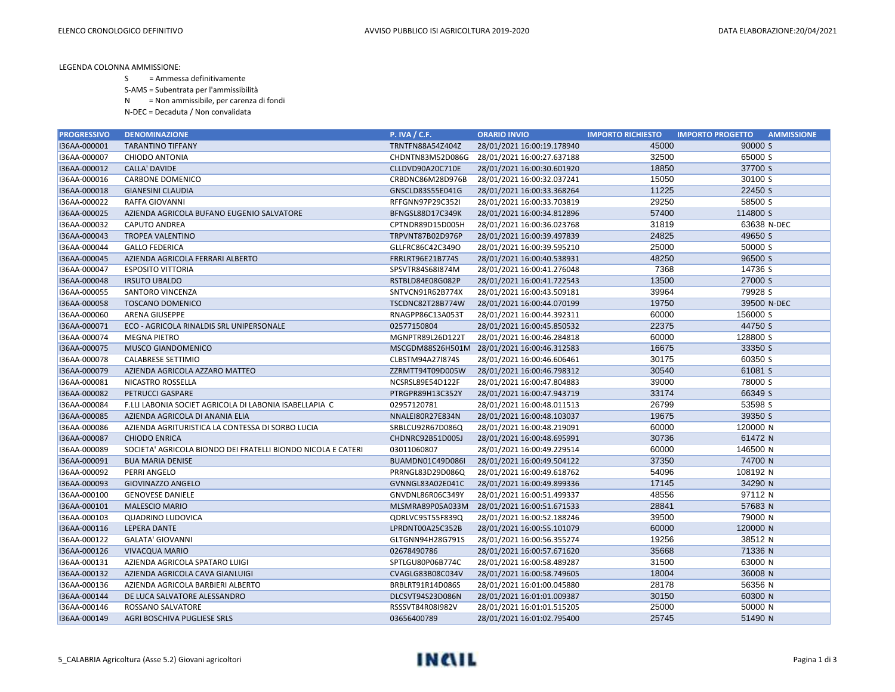LEGENDA COLONNA AMMISSIONE:

- S = Ammessa definitivamente
- S-AMS = Subentrata per l'ammissibilità
- N = Non ammissibile, per carenza di fondi
- N-DEC = Decaduta / Non convalidata

| PROGRESSIVO | DENOMINAZIONE | P. IVA / C.F. | ORARIO INVIO | IMPORTO RICHIESTO | IMPORTO PROGETTO | AMMISSIONE |
|---|---|---|---|---|---|---|
| I36AA-000001 | TARANTINO TIFFANY | TRNTFN88A54Z404Z | 28/01/2021 16:00:19.178940 | 45000 | 90000 | S |
| I36AA-000007 | CHIODO ANTONIA | CHDNTN83M52D086G | 28/01/2021 16:00:27.637188 | 32500 | 65000 | S |
| I36AA-000012 | CALLA' DAVIDE | CLLDVD90A20C710E | 28/01/2021 16:00:30.601920 | 18850 | 37700 | S |
| I36AA-000016 | CARBONE DOMENICO | CRBDNC86M28D976B | 28/01/2021 16:00:32.037241 | 15050 | 30100 | S |
| I36AA-000018 | GIANESINI CLAUDIA | GNSCLD83S55E041G | 28/01/2021 16:00:33.368264 | 11225 | 22450 | S |
| I36AA-000022 | RAFFA GIOVANNI | RFFGNN97P29C352I | 28/01/2021 16:00:33.703819 | 29250 | 58500 | S |
| I36AA-000025 | AZIENDA AGRICOLA BUFANO EUGENIO SALVATORE | BFNGSL88D17C349K | 28/01/2021 16:00:34.812896 | 57400 | 114800 | S |
| I36AA-000032 | CAPUTO ANDREA | CPTNDR89D15D005H | 28/01/2021 16:00:36.023768 | 31819 | 63638 | N-DEC |
| I36AA-000043 | TROPEA VALENTINO | TRPVNT87B02D976P | 28/01/2021 16:00:39.497839 | 24825 | 49650 | S |
| I36AA-000044 | GALLO FEDERICA | GLLFRC86C42C349O | 28/01/2021 16:00:39.595210 | 25000 | 50000 | S |
| I36AA-000045 | AZIENDA AGRICOLA FERRARI ALBERTO | FRRLRT96E21B774S | 28/01/2021 16:00:40.538931 | 48250 | 96500 | S |
| I36AA-000047 | ESPOSITO VITTORIA | SPSVTR84S68I874M | 28/01/2021 16:00:41.276048 | 7368 | 14736 | S |
| I36AA-000048 | IRSUTO UBALDO | RSTBLD84E08G082P | 28/01/2021 16:00:41.722543 | 13500 | 27000 | S |
| I36AA-000055 | SANTORO VINCENZA | SNTVCN91R62B774X | 28/01/2021 16:00:43.509181 | 39964 | 79928 | S |
| I36AA-000058 | TOSCANO DOMENICO | TSCDNC82T28B774W | 28/01/2021 16:00:44.070199 | 19750 | 39500 | N-DEC |
| I36AA-000060 | ARENA GIUSEPPE | RNAGPP86C13A053T | 28/01/2021 16:00:44.392311 | 60000 | 156000 | S |
| I36AA-000071 | ECO - AGRICOLA RINALDIS SRL UNIPERSONALE | 02577150804 | 28/01/2021 16:00:45.850532 | 22375 | 44750 | S |
| I36AA-000074 | MEGNA PIETRO | MGNPTR89L26D122T | 28/01/2021 16:00:46.284818 | 60000 | 128800 | S |
| I36AA-000075 | MUSCO GIANDOMENICO | MSCGDM88S26H501M | 28/01/2021 16:00:46.312583 | 16675 | 33350 | S |
| I36AA-000078 | CALABRESE SETTIMIO | CLBSTM94A27I874S | 28/01/2021 16:00:46.606461 | 30175 | 60350 | S |
| I36AA-000079 | AZIENDA AGRICOLA AZZARO MATTEO | ZZRMTT94T09D005W | 28/01/2021 16:00:46.798312 | 30540 | 61081 | S |
| I36AA-000081 | NICASTRO ROSSELLA | NCSRSL89E54D122F | 28/01/2021 16:00:47.804883 | 39000 | 78000 | S |
| I36AA-000082 | PETRUCCI GASPARE | PTRGPR89H13C352Y | 28/01/2021 16:00:47.943719 | 33174 | 66349 | S |
| I36AA-000084 | F.LLI LABONIA SOCIET AGRICOLA DI LABONIA ISABELLAPIA C | 02957120781 | 28/01/2021 16:00:48.011513 | 26799 | 53598 | S |
| I36AA-000085 | AZIENDA AGRICOLA DI ANANIA ELIA | NNALEI80R27E834N | 28/01/2021 16:00:48.103037 | 19675 | 39350 | S |
| I36AA-000086 | AZIENDA AGRITURISTICA LA CONTESSA DI SORBO LUCIA | SRBLCU92R67D086Q | 28/01/2021 16:00:48.219091 | 60000 | 120000 | N |
| I36AA-000087 | CHIODO ENRICA | CHDNRC92B51D005J | 28/01/2021 16:00:48.695991 | 30736 | 61472 | N |
| I36AA-000089 | SOCIETA' AGRICOLA BIONDO DEI FRATELLI BIONDO NICOLA E CATERI | 03011060807 | 28/01/2021 16:00:49.229514 | 60000 | 146500 | N |
| I36AA-000091 | BUA MARIA DENISE | BUAMDN01C49D086I | 28/01/2021 16:00:49.504122 | 37350 | 74700 | N |
| I36AA-000092 | PERRI ANGELO | PRRNGL83D29D086Q | 28/01/2021 16:00:49.618762 | 54096 | 108192 | N |
| I36AA-000093 | GIOVINAZZO ANGELO | GVNNGL83A02E041C | 28/01/2021 16:00:49.899336 | 17145 | 34290 | N |
| I36AA-000100 | GENOVESE DANIELE | GNVDNL86R06C349Y | 28/01/2021 16:00:51.499337 | 48556 | 97112 | N |
| I36AA-000101 | MALESCIO MARIO | MLSMRA89P05A033M | 28/01/2021 16:00:51.671533 | 28841 | 57683 | N |
| I36AA-000103 | QUADRINO LUDOVICA | QDRLVC95T55F839Q | 28/01/2021 16:00:52.188246 | 39500 | 79000 | N |
| I36AA-000116 | LEPERA DANTE | LPRDNT00A25C352B | 28/01/2021 16:00:55.101079 | 60000 | 120000 | N |
| I36AA-000122 | GALATA' GIOVANNI | GLTGNN94H28G791S | 28/01/2021 16:00:56.355274 | 19256 | 38512 | N |
| I36AA-000126 | VIVACQUA MARIO | 02678490786 | 28/01/2021 16:00:57.671620 | 35668 | 71336 | N |
| I36AA-000131 | AZIENDA AGRICOLA SPATARO LUIGI | SPTLGU80P06B774C | 28/01/2021 16:00:58.489287 | 31500 | 63000 | N |
| I36AA-000132 | AZIENDA AGRICOLA CAVA GIANLUIGI | CVAGLG83B08C034V | 28/01/2021 16:00:58.749605 | 18004 | 36008 | N |
| I36AA-000136 | AZIENDA AGRICOLA BARBIERI ALBERTO | BRBLRT91R14D086S | 28/01/2021 16:01:00.045880 | 28178 | 56356 | N |
| I36AA-000144 | DE LUCA SALVATORE ALESSANDRO | DLCSVT94S23D086N | 28/01/2021 16:01:01.009387 | 30150 | 60300 | N |
| I36AA-000146 | ROSSANO SALVATORE | RSSSVT84R08I982V | 28/01/2021 16:01:01.515205 | 25000 | 50000 | N |
| I36AA-000149 | AGRI BOSCHIVA PUGLIESE SRLS | 03656400789 | 28/01/2021 16:01:02.795400 | 25745 | 51490 | N |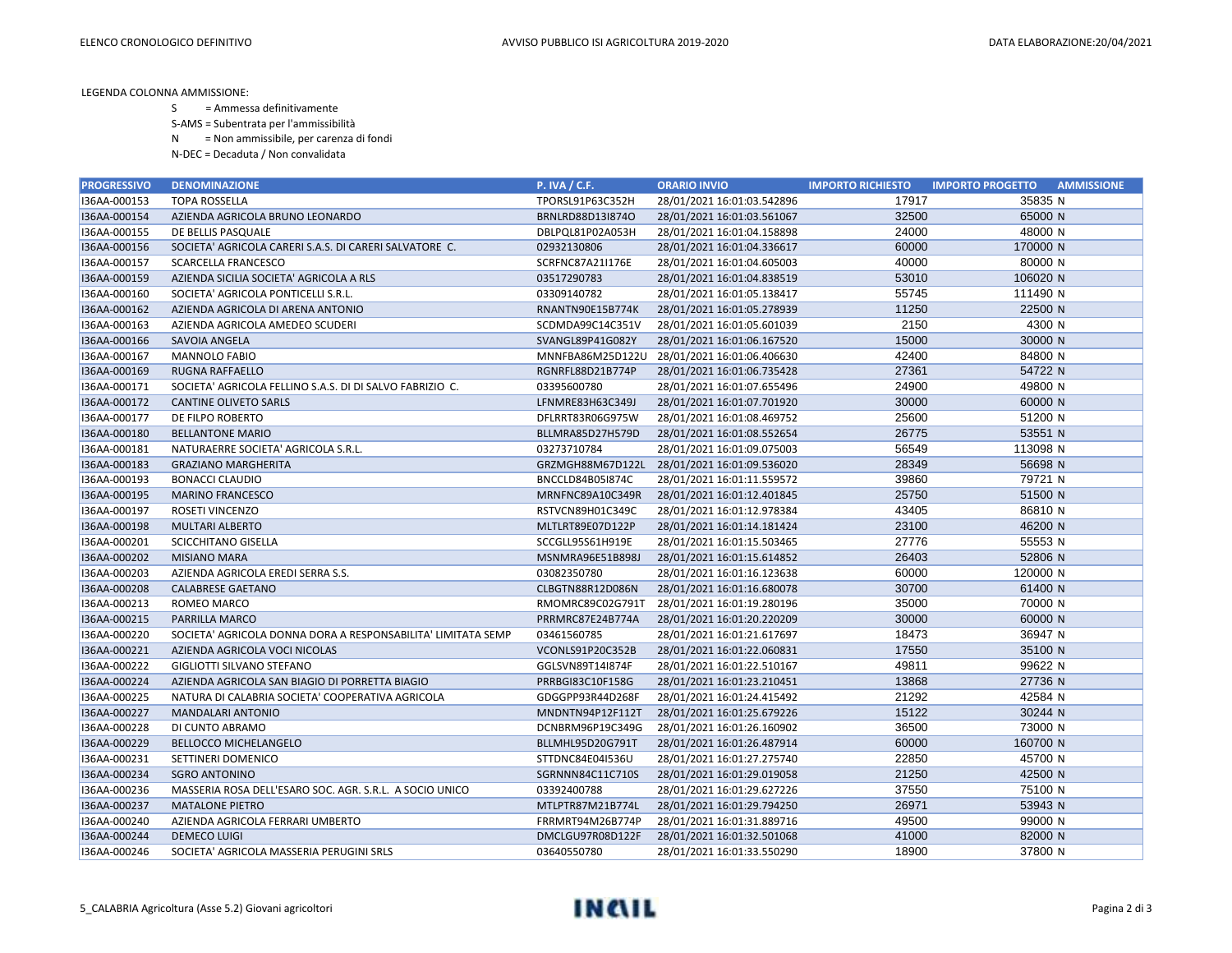LEGENDA COLONNA AMMISSIONE:

S = Ammessa definitivamente

S-AMS = Subentrata per l'ammissibilità

N = Non ammissibile, per carenza di fondi

N-DEC = Decaduta / Non convalidata

| PROGRESSIVO | DENOMINAZIONE | P. IVA / C.F. | ORARIO INVIO | IMPORTO RICHIESTO | IMPORTO PROGETTO | AMMISSIONE |
|---|---|---|---|---|---|---|
| I36AA-000153 | TOPA ROSSELLA | TPORSL91P63C352H | 28/01/2021 16:01:03.542896 | 17917 | 35835 | N |
| I36AA-000154 | AZIENDA AGRICOLA BRUNO LEONARDO | BRNLRD88D13I874O | 28/01/2021 16:01:03.561067 | 32500 | 65000 | N |
| I36AA-000155 | DE BELLIS PASQUALE | DBLPQL81P02A053H | 28/01/2021 16:01:04.158898 | 24000 | 48000 | N |
| I36AA-000156 | SOCIETA' AGRICOLA CARERI S.A.S. DI CARERI SALVATORE C. | 02932130806 | 28/01/2021 16:01:04.336617 | 60000 | 170000 | N |
| I36AA-000157 | SCARCELLA FRANCESCO | SCRFNC87A21I176E | 28/01/2021 16:01:04.605003 | 40000 | 80000 | N |
| I36AA-000159 | AZIENDA SICILIA SOCIETA' AGRICOLA A RLS | 03517290783 | 28/01/2021 16:01:04.838519 | 53010 | 106020 | N |
| I36AA-000160 | SOCIETA' AGRICOLA PONTICELLI S.R.L. | 03309140782 | 28/01/2021 16:01:05.138417 | 55745 | 111490 | N |
| I36AA-000162 | AZIENDA AGRICOLA DI ARENA ANTONIO | RNANTN90E15B774K | 28/01/2021 16:01:05.278939 | 11250 | 22500 | N |
| I36AA-000163 | AZIENDA AGRICOLA AMEDEO SCUDERI | SCDMDA99C14C351V | 28/01/2021 16:01:05.601039 | 2150 | 4300 | N |
| I36AA-000166 | SAVOIA ANGELA | SVANGL89P41G082Y | 28/01/2021 16:01:06.167520 | 15000 | 30000 | N |
| I36AA-000167 | MANNOLO FABIO | MNNFBA86M25D122U | 28/01/2021 16:01:06.406630 | 42400 | 84800 | N |
| I36AA-000169 | RUGNA RAFFAELLO | RGNRFL88D21B774P | 28/01/2021 16:01:06.735428 | 27361 | 54722 | N |
| I36AA-000171 | SOCIETA' AGRICOLA FELLINO S.A.S. DI DI SALVO FABRIZIO C. | 03395600780 | 28/01/2021 16:01:07.655496 | 24900 | 49800 | N |
| I36AA-000172 | CANTINE OLIVETO SARLS | LFNMRE83H63C349J | 28/01/2021 16:01:07.701920 | 30000 | 60000 | N |
| I36AA-000177 | DE FILPO ROBERTO | DFLRRT83R06G975W | 28/01/2021 16:01:08.469752 | 25600 | 51200 | N |
| I36AA-000180 | BELLANTONE MARIO | BLLMRA85D27H579D | 28/01/2021 16:01:08.552654 | 26775 | 53551 | N |
| I36AA-000181 | NATURAERRE SOCIETA' AGRICOLA S.R.L. | 03273710784 | 28/01/2021 16:01:09.075003 | 56549 | 113098 | N |
| I36AA-000183 | GRAZIANO MARGHERITA | GRZMGH88M67D122L | 28/01/2021 16:01:09.536020 | 28349 | 56698 | N |
| I36AA-000193 | BONACCI CLAUDIO | BNCCLD84B05I874C | 28/01/2021 16:01:11.559572 | 39860 | 79721 | N |
| I36AA-000195 | MARINO FRANCESCO | MRNFNC89A10C349R | 28/01/2021 16:01:12.401845 | 25750 | 51500 | N |
| I36AA-000197 | ROSETI VINCENZO | RSTVCN89H01C349C | 28/01/2021 16:01:12.978384 | 43405 | 86810 | N |
| I36AA-000198 | MULTARI ALBERTO | MLTLRT89E07D122P | 28/01/2021 16:01:14.181424 | 23100 | 46200 | N |
| I36AA-000201 | SCICCHITANO GISELLA | SCCGLL95S61H919E | 28/01/2021 16:01:15.503465 | 27776 | 55553 | N |
| I36AA-000202 | MISIANO MARA | MSNMRA96E51B898J | 28/01/2021 16:01:15.614852 | 26403 | 52806 | N |
| I36AA-000203 | AZIENDA AGRICOLA EREDI SERRA S.S. | 03082350780 | 28/01/2021 16:01:16.123638 | 60000 | 120000 | N |
| I36AA-000208 | CALABRESE GAETANO | CLBGTN88R12D086N | 28/01/2021 16:01:16.680078 | 30700 | 61400 | N |
| I36AA-000213 | ROMEO MARCO | RMOMRC89C02G791T | 28/01/2021 16:01:19.280196 | 35000 | 70000 | N |
| I36AA-000215 | PARRILLA MARCO | PRRMRC87E24B774A | 28/01/2021 16:01:20.220209 | 30000 | 60000 | N |
| I36AA-000220 | SOCIETA' AGRICOLA DONNA DORA A RESPONSABILITA' LIMITATA SEMP | 03461560785 | 28/01/2021 16:01:21.617697 | 18473 | 36947 | N |
| I36AA-000221 | AZIENDA AGRICOLA VOCI NICOLAS | VCONLS91P20C352B | 28/01/2021 16:01:22.060831 | 17550 | 35100 | N |
| I36AA-000222 | GIGLIOTTI SILVANO STEFANO | GGLSVN89T14I874F | 28/01/2021 16:01:22.510167 | 49811 | 99622 | N |
| I36AA-000224 | AZIENDA AGRICOLA SAN BIAGIO DI PORRETTA BIAGIO | PRRBGI83C10F158G | 28/01/2021 16:01:23.210451 | 13868 | 27736 | N |
| I36AA-000225 | NATURA DI CALABRIA SOCIETA' COOPERATIVA AGRICOLA | GDGGPP93R44D268F | 28/01/2021 16:01:24.415492 | 21292 | 42584 | N |
| I36AA-000227 | MANDALARI ANTONIO | MNDNTN94P12F112T | 28/01/2021 16:01:25.679226 | 15122 | 30244 | N |
| I36AA-000228 | DI CUNTO ABRAMO | DCNBRM96P19C349G | 28/01/2021 16:01:26.160902 | 36500 | 73000 | N |
| I36AA-000229 | BELLOCCO MICHELANGELO | BLLMHL95D20G791T | 28/01/2021 16:01:26.487914 | 60000 | 160700 | N |
| I36AA-000231 | SETTINERI DOMENICO | STTDNC84E04I536U | 28/01/2021 16:01:27.275740 | 22850 | 45700 | N |
| I36AA-000234 | SGRO ANTONINO | SGRNNN84C11C710S | 28/01/2021 16:01:29.019058 | 21250 | 42500 | N |
| I36AA-000236 | MASSERIA ROSA DELL'ESARO SOC. AGR. S.R.L. A SOCIO UNICO | 03392400788 | 28/01/2021 16:01:29.627226 | 37550 | 75100 | N |
| I36AA-000237 | MATALONE PIETRO | MTLPTR87M21B774L | 28/01/2021 16:01:29.794250 | 26971 | 53943 | N |
| I36AA-000240 | AZIENDA AGRICOLA FERRARI UMBERTO | FRRMRT94M26B774P | 28/01/2021 16:01:31.889716 | 49500 | 99000 | N |
| I36AA-000244 | DEMECO LUIGI | DMCLGU97R08D122F | 28/01/2021 16:01:32.501068 | 41000 | 82000 | N |
| I36AA-000246 | SOCIETA' AGRICOLA MASSERIA PERUGINI SRLS | 03640550780 | 28/01/2021 16:01:33.550290 | 18900 | 37800 | N |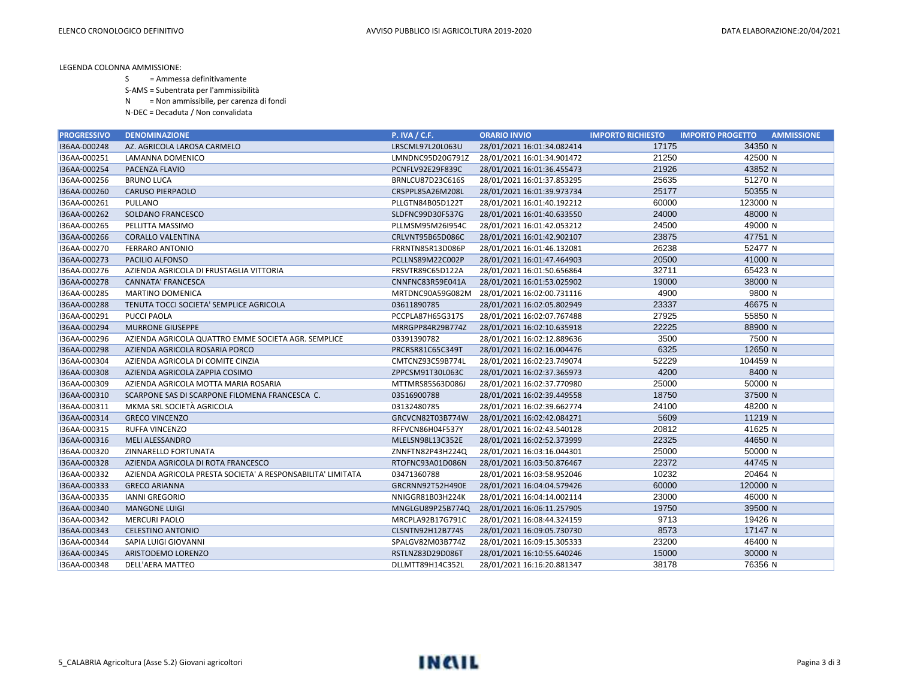LEGENDA COLONNA AMMISSIONE:

- S = Ammessa definitivamente
- S-AMS = Subentrata per l'ammissibilità
- N = Non ammissibile, per carenza di fondi
- N-DEC = Decaduta / Non convalidata

| PROGRESSIVO | DENOMINAZIONE | P. IVA / C.F. | ORARIO INVIO | IMPORTO RICHIESTO | IMPORTO PROGETTO | AMMISSIONE |
|---|---|---|---|---|---|---|
| I36AA-000248 | AZ. AGRICOLA LAROSA CARMELO | LRSCML97L20L063U | 28/01/2021 16:01:34.082414 | 17175 | 34350 | N |
| I36AA-000251 | LAMANNA DOMENICO | LMNDNC95D20G791Z | 28/01/2021 16:01:34.901472 | 21250 | 42500 | N |
| I36AA-000254 | PACENZA FLAVIO | PCNFLV92E29F839C | 28/01/2021 16:01:36.455473 | 21926 | 43852 | N |
| I36AA-000256 | BRUNO LUCA | BRNLCU87D23C616S | 28/01/2021 16:01:37.853295 | 25635 | 51270 | N |
| I36AA-000260 | CARUSO PIERPAOLO | CRSPPL85A26M208L | 28/01/2021 16:01:39.973734 | 25177 | 50355 | N |
| I36AA-000261 | PULLANO | PLLGTN84B05D122T | 28/01/2021 16:01:40.192212 | 60000 | 123000 | N |
| I36AA-000262 | SOLDANO FRANCESCO | SLDFNC99D30F537G | 28/01/2021 16:01:40.633550 | 24000 | 48000 | N |
| I36AA-000265 | PELLITTA MASSIMO | PLLMSM95M26I954C | 28/01/2021 16:01:42.053212 | 24500 | 49000 | N |
| I36AA-000266 | CORALLO VALENTINA | CRLVNT95B65D086C | 28/01/2021 16:01:42.902107 | 23875 | 47751 | N |
| I36AA-000270 | FERRARO ANTONIO | FRRNTN85R13D086P | 28/01/2021 16:01:46.132081 | 26238 | 52477 | N |
| I36AA-000273 | PACILIO ALFONSO | PCLLNS89M22C002P | 28/01/2021 16:01:47.464903 | 20500 | 41000 | N |
| I36AA-000276 | AZIENDA AGRICOLA DI FRUSTAGLIA VITTORIA | FRSVTR89C65D122A | 28/01/2021 16:01:50.656864 | 32711 | 65423 | N |
| I36AA-000278 | CANNATA' FRANCESCA | CNNFNC83R59E041A | 28/01/2021 16:01:53.025902 | 19000 | 38000 | N |
| I36AA-000285 | MARTINO DOMENICA | MRTDNC90A59G082M | 28/01/2021 16:02:00.731116 | 4900 | 9800 | N |
| I36AA-000288 | TENUTA TOCCI SOCIETA' SEMPLICE AGRICOLA | 03611890785 | 28/01/2021 16:02:05.802949 | 23337 | 46675 | N |
| I36AA-000291 | PUCCI PAOLA | PCCPLA87H65G317S | 28/01/2021 16:02:07.767488 | 27925 | 55850 | N |
| I36AA-000294 | MURRONE GIUSEPPE | MRRGPP84R29B774Z | 28/01/2021 16:02:10.635918 | 22225 | 88900 | N |
| I36AA-000296 | AZIENDA AGRICOLA QUATTRO EMME SOCIETA AGR. SEMPLICE | 03391390782 | 28/01/2021 16:02:12.889636 | 3500 | 7500 | N |
| I36AA-000298 | AZIENDA AGRICOLA ROSARIA PORCO | PRCRSR81C65C349T | 28/01/2021 16:02:16.004476 | 6325 | 12650 | N |
| I36AA-000304 | AZIENDA AGRICOLA DI COMITE CINZIA | CMTCNZ93C59B774L | 28/01/2021 16:02:23.749074 | 52229 | 104459 | N |
| I36AA-000308 | AZIENDA AGRICOLA ZAPPIA COSIMO | ZPPCSM91T30L063C | 28/01/2021 16:02:37.365973 | 4200 | 8400 | N |
| I36AA-000309 | AZIENDA AGRICOLA MOTTA MARIA ROSARIA | MTTMRS85S63D086J | 28/01/2021 16:02:37.770980 | 25000 | 50000 | N |
| I36AA-000310 | SCARPONE SAS DI SCARPONE FILOMENA FRANCESCA C. | 03516900788 | 28/01/2021 16:02:39.449558 | 18750 | 37500 | N |
| I36AA-000311 | MKMA SRL SOCIETÀ AGRICOLA | 03132480785 | 28/01/2021 16:02:39.662774 | 24100 | 48200 | N |
| I36AA-000314 | GRECO VINCENZO | GRCVCN82T03B774W | 28/01/2021 16:02:42.084271 | 5609 | 11219 | N |
| I36AA-000315 | RUFFA VINCENZO | RFFVCN86H04F537Y | 28/01/2021 16:02:43.540128 | 20812 | 41625 | N |
| I36AA-000316 | MELI ALESSANDRO | MLELSN98L13C352E | 28/01/2021 16:02:52.373999 | 22325 | 44650 | N |
| I36AA-000320 | ZINNARELLO FORTUNATA | ZNNFTN82P43H224Q | 28/01/2021 16:03:16.044301 | 25000 | 50000 | N |
| I36AA-000328 | AZIENDA AGRICOLA DI ROTA FRANCESCO | RTOFNC93A01D086N | 28/01/2021 16:03:50.876467 | 22372 | 44745 | N |
| I36AA-000332 | AZIENDA AGRICOLA PRESTA SOCIETA' A RESPONSABILITA' LIMITATA | 03471360788 | 28/01/2021 16:03:58.952046 | 10232 | 20464 | N |
| I36AA-000333 | GRECO ARIANNA | GRCRNN92T52H490E | 28/01/2021 16:04:04.579426 | 60000 | 120000 | N |
| I36AA-000335 | IANNI GREGORIO | NNIGGR81B03H224K | 28/01/2021 16:04:14.002114 | 23000 | 46000 | N |
| I36AA-000340 | MANGONE LUIGI | MNGLGU89P25B774Q | 28/01/2021 16:06:11.257905 | 19750 | 39500 | N |
| I36AA-000342 | MERCURI PAOLO | MRCPLA92B17G791C | 28/01/2021 16:08:44.324159 | 9713 | 19426 | N |
| I36AA-000343 | CELESTINO ANTONIO | CLSNTN92H12B774S | 28/01/2021 16:09:05.730730 | 8573 | 17147 | N |
| I36AA-000344 | SAPIA LUIGI GIOVANNI | SPALGV82M03B774Z | 28/01/2021 16:09:15.305333 | 23200 | 46400 | N |
| I36AA-000345 | ARISTODEMO LORENZO | RSTLNZ83D29D086T | 28/01/2021 16:10:55.640246 | 15000 | 30000 | N |
| I36AA-000348 | DELL'AERA MATTEO | DLLMTT89H14C352L | 28/01/2021 16:16:20.881347 | 38178 | 76356 | N |